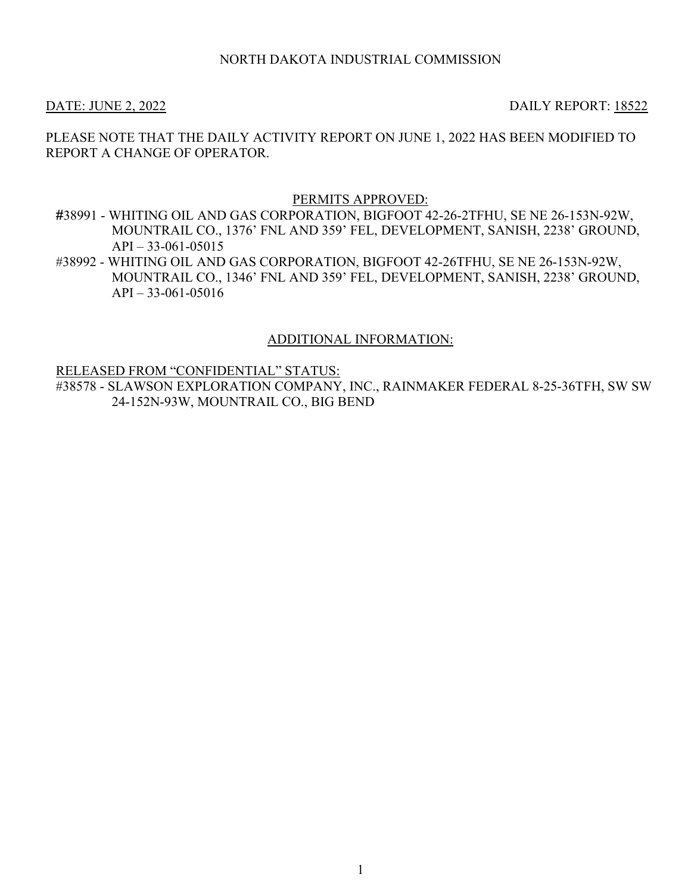NORTH DAKOTA INDUSTRIAL COMMISSION

DATE: JUNE 2, 2022 DAILY REPORT: 18522

PLEASE NOTE THAT THE DAILY ACTIVITY REPORT ON JUNE 1, 2022 HAS BEEN MODIFIED TO REPORT A CHANGE OF OPERATOR.

## PERMITS APPROVED:

#38991 - WHITING OIL AND GAS CORPORATION, BIGFOOT 42-26-2TFHU, SE NE 26-153N-92W, MOUNTRAIL CO., 1376' FNL AND 359' FEL, DEVELOPMENT, SANISH, 2238' GROUND, API – 33-061-05015

#38992 - WHITING OIL AND GAS CORPORATION, BIGFOOT 42-26TFHU, SE NE 26-153N-92W, MOUNTRAIL CO., 1346' FNL AND 359' FEL, DEVELOPMENT, SANISH, 2238' GROUND, API – 33-061-05016

## ADDITIONAL INFORMATION:

### RELEASED FROM "CONFIDENTIAL" STATUS:

#38578 - SLAWSON EXPLORATION COMPANY, INC., RAINMAKER FEDERAL 8-25-36TFH, SW SW 24-152N-93W, MOUNTRAIL CO., BIG BEND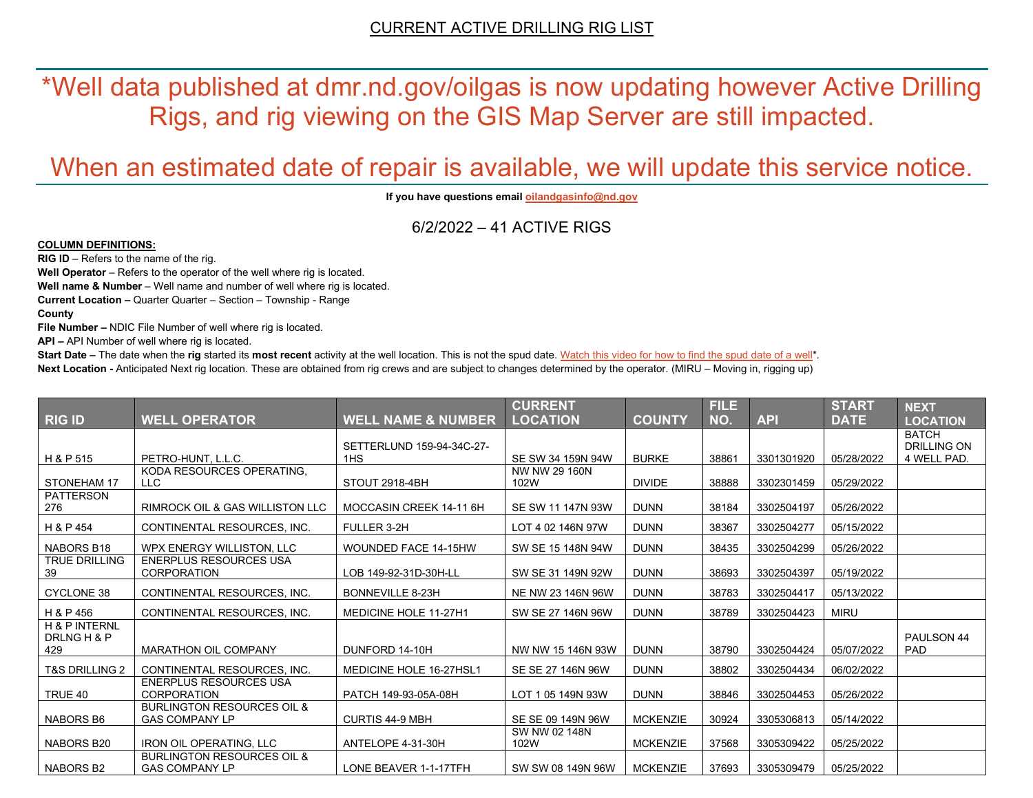CURRENT ACTIVE DRILLING RIG LIST

*Well data published at dmr.nd.gov/oilgas is now updating however Active Drilling Rigs, and rig viewing on the GIS Map Server are still impacted.

When an estimated date of repair is available, we will update this service notice.

**If you have questions email oilandgasinfo@nd.gov**

6/2/2022 – 41 ACTIVE RIGS

**COLUMN DEFINITIONS:**

**RIG ID** – Refers to the name of the rig.
**Well Operator** – Refers to the operator of the well where rig is located.
**Well name & Number** – Well name and number of well where rig is located.
**Current Location –** Quarter Quarter – Section – Township - Range
**County**
**File Number –** NDIC File Number of well where rig is located.
**API –** API Number of well where rig is located.
**Start Date –** The date when the **rig** started its **most recent** activity at the well location. This is not the spud date. Watch this video for how to find the spud date of a well*.
**Next Location -** Anticipated Next rig location. These are obtained from rig crews and are subject to changes determined by the operator. (MIRU – Moving in, rigging up)

| RIG ID | WELL OPERATOR | WELL NAME & NUMBER | CURRENT LOCATION | COUNTY | FILE NO. | API | START DATE | NEXT LOCATION |
|---|---|---|---|---|---|---|---|---|
| H & P 515 | PETRO-HUNT, L.L.C. | SETTERLUND 159-94-34C-27-1HS | SE SW 34 159N 94W | BURKE | 38861 | 3301301920 | 05/28/2022 | BATCH DRILLING ON 4 WELL PAD. |
| STONEHAM 17 | KODA RESOURCES OPERATING, LLC | STOUT 2918-4BH | NW NW 29 160N 102W | DIVIDE | 38888 | 3302301459 | 05/29/2022 | |
| PATTERSON 276 | RIMROCK OIL & GAS WILLISTON LLC | MOCCASIN CREEK 14-11 6H | SE SW 11 147N 93W | DUNN | 38184 | 3302504197 | 05/26/2022 | |
| H & P 454 | CONTINENTAL RESOURCES, INC. | FULLER 3-2H | LOT 4 02 146N 97W | DUNN | 38367 | 3302504277 | 05/15/2022 | |
| NABORS B18 | WPX ENERGY WILLISTON, LLC | WOUNDED FACE 14-15HW | SW SE 15 148N 94W | DUNN | 38435 | 3302504299 | 05/26/2022 | |
| TRUE DRILLING 39 | ENERPLUS RESOURCES USA CORPORATION | LOB 149-92-31D-30H-LL | SW SE 31 149N 92W | DUNN | 38693 | 3302504397 | 05/19/2022 | |
| CYCLONE 38 | CONTINENTAL RESOURCES, INC. | BONNEVILLE 8-23H | NE NW 23 146N 96W | DUNN | 38783 | 3302504417 | 05/13/2022 | |
| H & P 456 | CONTINENTAL RESOURCES, INC. | MEDICINE HOLE 11-27H1 | SW SE 27 146N 96W | DUNN | 38789 | 3302504423 | MIRU | |
| H & P INTERNL DRLNG H & P 429 | MARATHON OIL COMPANY | DUNFORD 14-10H | NW NW 15 146N 93W | DUNN | 38790 | 3302504424 | 05/07/2022 | PAULSON 44 PAD |
| T&S DRILLING 2 | CONTINENTAL RESOURCES, INC. | MEDICINE HOLE 16-27HSL1 | SE SE 27 146N 96W | DUNN | 38802 | 3302504434 | 06/02/2022 | |
| TRUE 40 | ENERPLUS RESOURCES USA CORPORATION | PATCH 149-93-05A-08H | LOT 1 05 149N 93W | DUNN | 38846 | 3302504453 | 05/26/2022 | |
| NABORS B6 | BURLINGTON RESOURCES OIL & GAS COMPANY LP | CURTIS 44-9 MBH | SE SE 09 149N 96W | MCKENZIE | 30924 | 3305306813 | 05/14/2022 | |
| NABORS B20 | IRON OIL OPERATING, LLC | ANTELOPE 4-31-30H | SW NW 02 148N 102W | MCKENZIE | 37568 | 3305309422 | 05/25/2022 | |
| NABORS B2 | BURLINGTON RESOURCES OIL & GAS COMPANY LP | LONE BEAVER 1-1-17TFH | SW SW 08 149N 96W | MCKENZIE | 37693 | 3305309479 | 05/25/2022 | |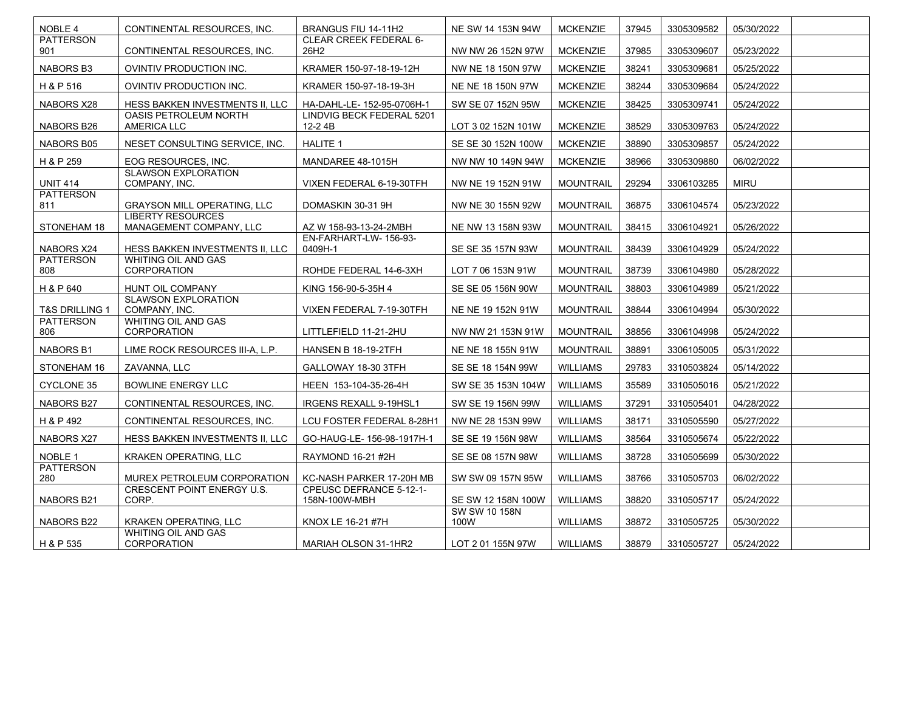| | | | | | | | | |
|---|---|---|---|---|---|---|---|---|
| NOBLE 4 | CONTINENTAL RESOURCES, INC. | BRANGUS FIU 14-11H2 | NE SW 14 153N 94W | MCKENZIE | 37945 | 3305309582 | 05/30/2022 | |
| PATTERSON 901 | CONTINENTAL RESOURCES, INC. | CLEAR CREEK FEDERAL 6-26H2 | NW NW 26 152N 97W | MCKENZIE | 37985 | 3305309607 | 05/23/2022 | |
| NABORS B3 | OVINTIV PRODUCTION INC. | KRAMER 150-97-18-19-12H | NW NE 18 150N 97W | MCKENZIE | 38241 | 3305309681 | 05/25/2022 | |
| H & P 516 | OVINTIV PRODUCTION INC. | KRAMER 150-97-18-19-3H | NE NE 18 150N 97W | MCKENZIE | 38244 | 3305309684 | 05/24/2022 | |
| NABORS X28 | HESS BAKKEN INVESTMENTS II, LLC | HA-DAHL-LE- 152-95-0706H-1 | SW SE 07 152N 95W | MCKENZIE | 38425 | 3305309741 | 05/24/2022 | |
| NABORS B26 | OASIS PETROLEUM NORTH AMERICA LLC | LINDVIG BECK FEDERAL 5201 12-2 4B | LOT 3 02 152N 101W | MCKENZIE | 38529 | 3305309763 | 05/24/2022 | |
| NABORS B05 | NESET CONSULTING SERVICE, INC. | HALITE 1 | SE SE 30 152N 100W | MCKENZIE | 38890 | 3305309857 | 05/24/2022 | |
| H & P 259 | EOG RESOURCES, INC. | MANDAREE 48-1015H | NW NW 10 149N 94W | MCKENZIE | 38966 | 3305309880 | 06/02/2022 | |
| UNIT 414 | SLAWSON EXPLORATION COMPANY, INC. | VIXEN FEDERAL 6-19-30TFH | NW NE 19 152N 91W | MOUNTRAIL | 29294 | 3306103285 | MIRU | |
| PATTERSON 811 | GRAYSON MILL OPERATING, LLC | DOMASKIN 30-31 9H | NW NE 30 155N 92W | MOUNTRAIL | 36875 | 3306104574 | 05/23/2022 | |
| STONEHAM 18 | LIBERTY RESOURCES MANAGEMENT COMPANY, LLC | AZ W 158-93-13-24-2MBH | NE NW 13 158N 93W | MOUNTRAIL | 38415 | 3306104921 | 05/26/2022 | |
| NABORS X24 | HESS BAKKEN INVESTMENTS II, LLC | EN-FARHART-LW- 156-93-0409H-1 | SE SE 35 157N 93W | MOUNTRAIL | 38439 | 3306104929 | 05/24/2022 | |
| PATTERSON 808 | WHITING OIL AND GAS CORPORATION | ROHDE FEDERAL 14-6-3XH | LOT 7 06 153N 91W | MOUNTRAIL | 38739 | 3306104980 | 05/28/2022 | |
| H & P 640 | HUNT OIL COMPANY | KING 156-90-5-35H 4 | SE SE 05 156N 90W | MOUNTRAIL | 38803 | 3306104989 | 05/21/2022 | |
| T&S DRILLING 1 | SLAWSON EXPLORATION COMPANY, INC. | VIXEN FEDERAL 7-19-30TFH | NE NE 19 152N 91W | MOUNTRAIL | 38844 | 3306104994 | 05/30/2022 | |
| PATTERSON 806 | WHITING OIL AND GAS CORPORATION | LITTLEFIELD 11-21-2HU | NW NW 21 153N 91W | MOUNTRAIL | 38856 | 3306104998 | 05/24/2022 | |
| NABORS B1 | LIME ROCK RESOURCES III-A, L.P. | HANSEN B 18-19-2TFH | NE NE 18 155N 91W | MOUNTRAIL | 38891 | 3306105005 | 05/31/2022 | |
| STONEHAM 16 | ZAVANNA, LLC | GALLOWAY 18-30 3TFH | SE SE 18 154N 99W | WILLIAMS | 29783 | 3310503824 | 05/14/2022 | |
| CYCLONE 35 | BOWLINE ENERGY LLC | HEEN 153-104-35-26-4H | SW SE 35 153N 104W | WILLIAMS | 35589 | 3310505016 | 05/21/2022 | |
| NABORS B27 | CONTINENTAL RESOURCES, INC. | IRGENS REXALL 9-19HSL1 | SW SE 19 156N 99W | WILLIAMS | 37291 | 3310505401 | 04/28/2022 | |
| H & P 492 | CONTINENTAL RESOURCES, INC. | LCU FOSTER FEDERAL 8-28H1 | NW NE 28 153N 99W | WILLIAMS | 38171 | 3310505590 | 05/27/2022 | |
| NABORS X27 | HESS BAKKEN INVESTMENTS II, LLC | GO-HAUG-LE- 156-98-1917H-1 | SE SE 19 156N 98W | WILLIAMS | 38564 | 3310505674 | 05/22/2022 | |
| NOBLE 1 | KRAKEN OPERATING, LLC | RAYMOND 16-21 #2H | SE SE 08 157N 98W | WILLIAMS | 38728 | 3310505699 | 05/30/2022 | |
| PATTERSON 280 | MUREX PETROLEUM CORPORATION | KC-NASH PARKER 17-20H MB | SW SW 09 157N 95W | WILLIAMS | 38766 | 3310505703 | 06/02/2022 | |
| NABORS B21 | CRESCENT POINT ENERGY U.S. CORP. | CPEUSC DEFRANCE 5-12-1-158N-100W-MBH | SE SW 12 158N 100W | WILLIAMS | 38820 | 3310505717 | 05/24/2022 | |
| NABORS B22 | KRAKEN OPERATING, LLC | KNOX LE 16-21 #7H | SW SW 10 158N 100W | WILLIAMS | 38872 | 3310505725 | 05/30/2022 | |
| H & P 535 | WHITING OIL AND GAS CORPORATION | MARIAH OLSON 31-1HR2 | LOT 2 01 155N 97W | WILLIAMS | 38879 | 3310505727 | 05/24/2022 | |